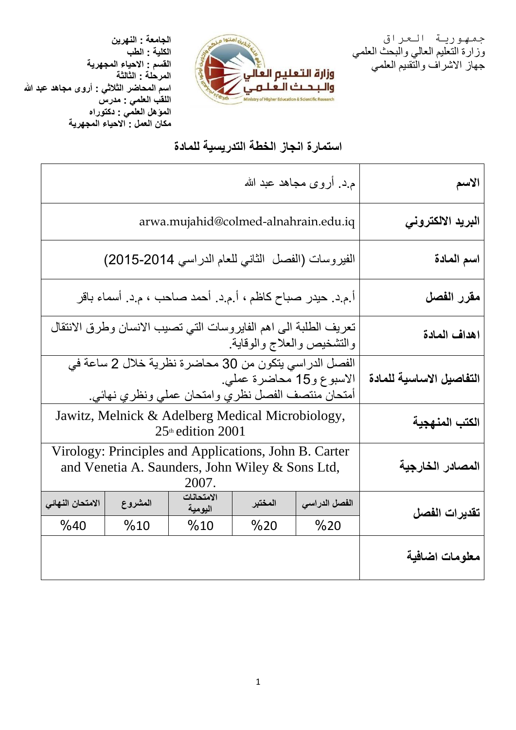جمهورية العراق
وزارة التعليم العالي والبحث العلمي
جهاز الاشراف والتقييم العلمي

وزارة التعليم العالي والبحث العلمي
Ministry of Higher Education & Scientific Research

**الجامعة : النهرين**
**الكلية : الطب**
**القسم : الاحياء المجهرية**
**المرحلة : الثالثة**
**اسم المحاضر الثلاثي : أروى مجاهد عبد الله**
**اللقب العلمي : مدرس**
**المؤهل العلمي : دكتوراه**
**مكان العمل : الاحياء المجهرية**

## استمارة انجاز الخطة التدريسية للمادة

| | | | | | |
|---|---|---|---|---|---|
| **الاسم** | م.د. أروى مجاهد عبد الله | | | | |
| **البريد الالكتروني** | arwa.mujahid@colmed-alnahrain.edu.iq | | | | |
| **اسم المادة** | الفيروسات (الفصل الثاني للعام الدراسي 2014-2015) | | | | |
| **مقرر الفصل** | أ.م.د. حيدر صباح كاظم ، أ.م.د. أحمد صاحب ، م.د. أسماء باقر | | | | |
| **اهداف المادة** | تعريف الطلبة الى اهم الفايروسات التي تصيب الانسان وطرق الانتقال والتشخيص والعلاج والوقاية. | | | | |
| **التفاصيل الاساسية للمادة** | الفصل الدراسي يتكون من 30 محاضرة نظرية خلال 2 ساعة في الاسبوع و15 محاضرة عملي. أمتحان منتصف الفصل نظري وامتحان عملي ونظري نهائي. | | | | |
| **الكتب المنهجية** | Jawitz, Melnick & Adelberg Medical Microbiology, 25th edition 2001 | | | | |
| **المصادر الخارجية** | Virology: Principles and Applications, John B. Carter and Venetia A. Saunders, John Wiley & Sons Ltd, 2007. | | | | |
| **تقديرات الفصل** | **الفصل الدراسي** | **المختبر** | **الامتحانات اليومية** | **المشروع** | **الامتحان النهائي** |
| | %20 | %20 | %10 | %10 | %40 |
| **معلومات اضافية** | | | | | |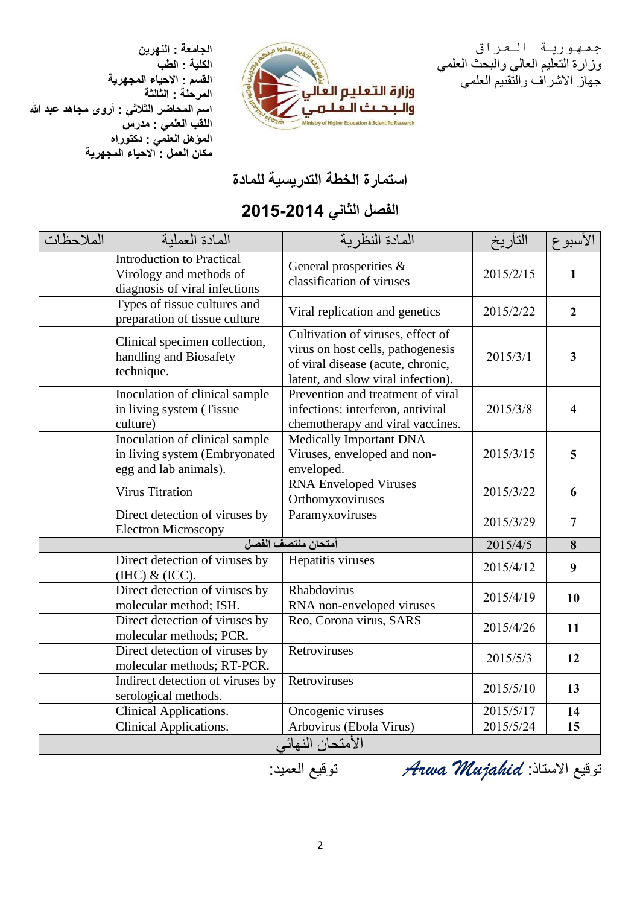جمهورية العراق
وزارة التعليم العالي والبحث العلمي
جهاز الاشراف والتقييم العلمي

**الجامعة : النهرين**
**الكلية : الطب**
**القسم : الاحياء المجهرية**
**المرحلة : الثالثة**
**اسم المحاضر الثلاثي : أروى مجاهد عبد الله**
**اللقب العلمي : مدرس**
**المؤهل العلمي : دكتوراه**
**مكان العمل : الاحياء المجهرية**

# استمارة الخطة التدريسية للمادة

## الفصل الثاني 2014-2015

| الأسبوع | التأريخ | المادة النظرية | المادة العملية | الملاحظات |
|---|---|---|---|---|
| **1** | 2015/2/15 | General prosperities & classification of viruses | Introduction to Practical Virology and methods of diagnosis of viral infections | |
| **2** | 2015/2/22 | Viral replication and genetics | Types of tissue cultures and preparation of tissue culture | |
| **3** | 2015/3/1 | Cultivation of viruses, effect of virus on host cells, pathogenesis of viral disease (acute, chronic, latent, and slow viral infection). | Clinical specimen collection, handling and Biosafety technique. | |
| **4** | 2015/3/8 | Prevention and treatment of viral infections: interferon, antiviral chemotherapy and viral vaccines. | Inoculation of clinical sample in living system (Tissue culture) | |
| **5** | 2015/3/15 | Medically Important DNA Viruses, enveloped and non-enveloped. | Inoculation of clinical sample in living system (Embryonated egg and lab animals). | |
| **6** | 2015/3/22 | RNA Enveloped Viruses Orthomyxoviruses | Virus Titration | |
| **7** | 2015/3/29 | Paramyxoviruses | Direct detection of viruses by Electron Microscopy | |
| **8** | 2015/4/5 | **أمتحان منتصف الفصل** | | |
| **9** | 2015/4/12 | Hepatitis viruses | Direct detection of viruses by (IHC) & (ICC). | |
| **10** | 2015/4/19 | Rhabdovirus RNA non-enveloped viruses | Direct detection of viruses by molecular method; ISH. | |
| **11** | 2015/4/26 | Reo, Corona virus, SARS | Direct detection of viruses by molecular methods; PCR. | |
| **12** | 2015/5/3 | Retroviruses | Direct detection of viruses by molecular methods; RT-PCR. | |
| **13** | 2015/5/10 | Retroviruses | Indirect detection of viruses by serological methods. | |
| **14** | 2015/5/17 | Oncogenic viruses | Clinical Applications. | |
| **15** | 2015/5/24 | Arbovirus (Ebola Virus) | Clinical Applications. | |
| الأمتحان النهائي | | | | |

توقيع الاستاذ: *Arwa Mujahid*

توقيع العميد: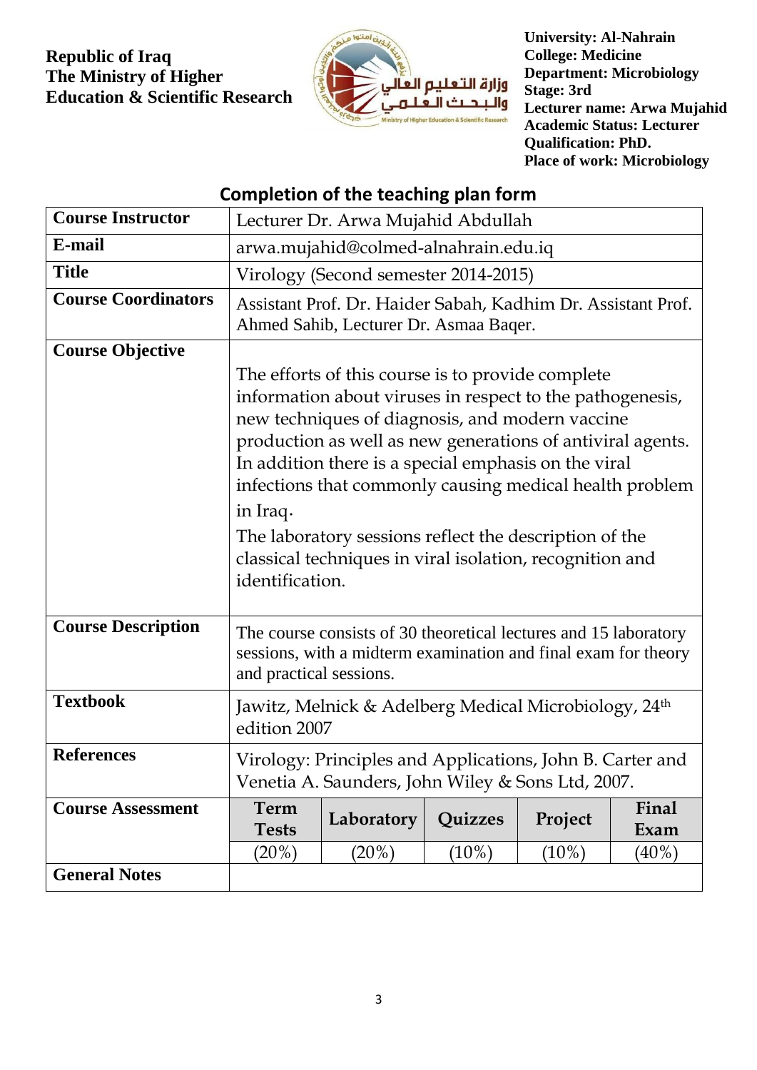**Republic of Iraq**
**The Ministry of Higher Education & Scientific Research**

وزارة التعليم العالي والبحث العلمي

Ministry of Higher Education & Scientific Research

**University: Al-Nahrain**
**College: Medicine**
**Department: Microbiology**
**Stage: 3rd**
**Lecturer name: Arwa Mujahid**
**Academic Status: Lecturer**
**Qualification: PhD.**
**Place of work: Microbiology**

## Completion of the teaching plan form

| **Course Instructor** | Lecturer Dr. Arwa Mujahid Abdullah | | | | |
|---|---|---|---|---|---|
| **E-mail** | arwa.mujahid@colmed-alnahrain.edu.iq | | | | |
| **Title** | Virology (Second semester 2014-2015) | | | | |
| **Course Coordinators** | Assistant Prof. Dr. Haider Sabah, Kadhim Dr. Assistant Prof. Ahmed Sahib, Lecturer Dr. Asmaa Baqer. | | | | |
| **Course Objective** | The efforts of this course is to provide complete information about viruses in respect to the pathogenesis, new techniques of diagnosis, and modern vaccine production as well as new generations of antiviral agents. In addition there is a special emphasis on the viral infections that commonly causing medical health problem in Iraq. The laboratory sessions reflect the description of the classical techniques in viral isolation, recognition and identification. | | | | |
| **Course Description** | The course consists of 30 theoretical lectures and 15 laboratory sessions, with a midterm examination and final exam for theory and practical sessions. | | | | |
| **Textbook** | Jawitz, Melnick & Adelberg Medical Microbiology, 24th edition 2007 | | | | |
| **References** | Virology: Principles and Applications, John B. Carter and Venetia A. Saunders, John Wiley & Sons Ltd, 2007. | | | | |
| **Course Assessment** | **Term Tests** | **Laboratory** | **Quizzes** | **Project** | **Final Exam** |
| | (20%) | (20%) | (10%) | (10%) | (40%) |
| **General Notes** | | | | | |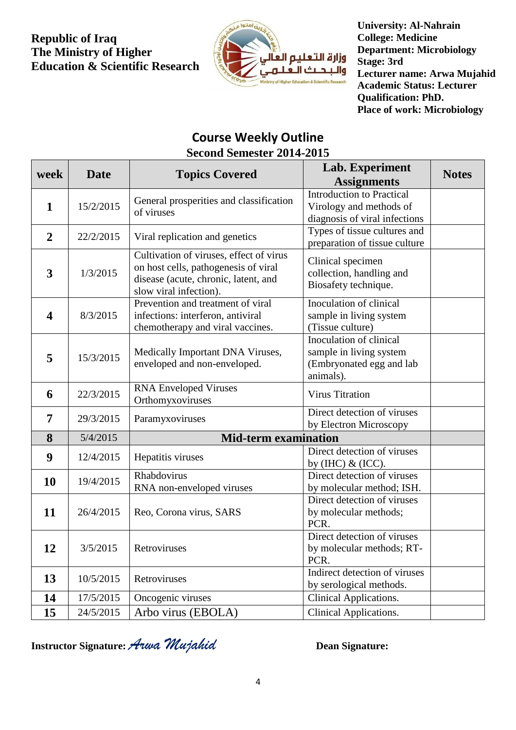**Republic of Iraq**
**The Ministry of Higher Education & Scientific Research**

وزارة التعليم العالي والبحث العلمي
Ministry of Higher Education & Scientific Research

**University: Al-Nahrain**
**College: Medicine**
**Department: Microbiology**
**Stage: 3rd**
**Lecturer name: Arwa Mujahid**
**Academic Status: Lecturer**
**Qualification: PhD.**
**Place of work: Microbiology**

## Course Weekly Outline

### Second Semester 2014-2015

| week | Date | Topics Covered | Lab. Experiment Assignments | Notes |
|---|---|---|---|---|
| **1** | 15/2/2015 | General prosperities and classification of viruses | Introduction to Practical Virology and methods of diagnosis of viral infections | |
| **2** | 22/2/2015 | Viral replication and genetics | Types of tissue cultures and preparation of tissue culture | |
| **3** | 1/3/2015 | Cultivation of viruses, effect of virus on host cells, pathogenesis of viral disease (acute, chronic, latent, and slow viral infection). | Clinical specimen collection, handling and Biosafety technique. | |
| **4** | 8/3/2015 | Prevention and treatment of viral infections: interferon, antiviral chemotherapy and viral vaccines. | Inoculation of clinical sample in living system (Tissue culture) | |
| **5** | 15/3/2015 | Medically Important DNA Viruses, enveloped and non-enveloped. | Inoculation of clinical sample in living system (Embryonated egg and lab animals). | |
| **6** | 22/3/2015 | RNA Enveloped Viruses Orthomyxoviruses | Virus Titration | |
| **7** | 29/3/2015 | Paramyxoviruses | Direct detection of viruses by Electron Microscopy | |
| **8** | 5/4/2015 | **Mid-term examination** | | |
| **9** | 12/4/2015 | Hepatitis viruses | Direct detection of viruses by (IHC) & (ICC). | |
| **10** | 19/4/2015 | Rhabdovirus RNA non-enveloped viruses | Direct detection of viruses by molecular method; ISH. | |
| **11** | 26/4/2015 | Reo, Corona virus, SARS | Direct detection of viruses by molecular methods; PCR. | |
| **12** | 3/5/2015 | Retroviruses | Direct detection of viruses by molecular methods; RT-PCR. | |
| **13** | 10/5/2015 | Retroviruses | Indirect detection of viruses by serological methods. | |
| **14** | 17/5/2015 | Oncogenic viruses | Clinical Applications. | |
| **15** | 24/5/2015 | Arbo virus (EBOLA) | Clinical Applications. | |

**Instructor Signature:** *Arwa Mujahid*

**Dean Signature:**